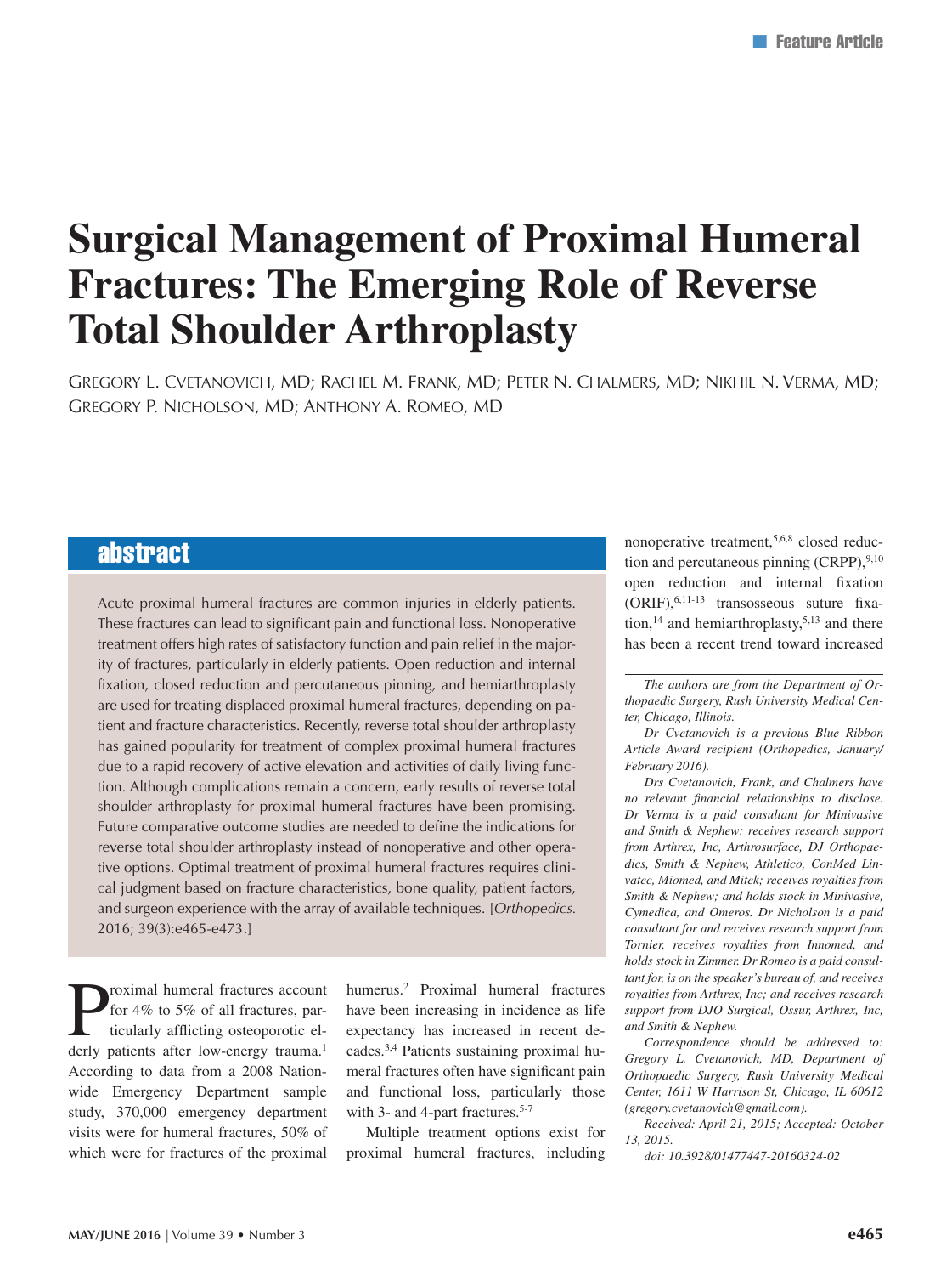# Surgical Management of Proximal Humeral Fractures: The Emerging Role of Reverse Total Shoulder Arthroplasty

Gregory L. Cvetanovich, MD; Rachel M. Frank, MD; Peter N. Chalmers, MD; Nikhil N. Verma, MD; Gregory P. Nicholson, MD; Anthony A. Romeo, MD

## abstract

Acute proximal humeral fractures are common injuries in elderly patients. These fractures can lead to significant pain and functional loss. Nonoperative treatment offers high rates of satisfactory function and pain relief in the majority of fractures, particularly in elderly patients. Open reduction and internal fixation, closed reduction and percutaneous pinning, and hemiarthroplasty are used for treating displaced proximal humeral fractures, depending on patient and fracture characteristics. Recently, reverse total shoulder arthroplasty has gained popularity for treatment of complex proximal humeral fractures due to a rapid recovery of active elevation and activities of daily living function. Although complications remain a concern, early results of reverse total shoulder arthroplasty for proximal humeral fractures have been promising. Future comparative outcome studies are needed to define the indications for reverse total shoulder arthroplasty instead of nonoperative and other operative options. Optimal treatment of proximal humeral fractures requires clinical judgment based on fracture characteristics, bone quality, patient factors, and surgeon experience with the array of available techniques. [*Orthopedics.* 2016; 39(3):e465-e473.]

Proximal humeral fractures account for 4% to 5% of all fractures, particularly afflicting osteoporotic elderly patients after low-energy trauma.[1] According to data from a 2008 Nationwide Emergency Department sample study, 370,000 emergency department visits were for humeral fractures, 50% of which were for fractures of the proximal humerus.[2] Proximal humeral fractures have been increasing in incidence as life expectancy has increased in recent decades.[3,4] Patients sustaining proximal humeral fractures often have significant pain and functional loss, particularly those with 3- and 4-part fractures.[5-7]

Multiple treatment options exist for proximal humeral fractures, including nonoperative treatment,[5,6,8] closed reduction and percutaneous pinning (CRPP),[9,10] open reduction and internal fixation (ORIF),[6,11-13] transosseous suture fixation,[14] and hemiarthroplasty,[5,13] and there has been a recent trend toward increased

---

*The authors are from the Department of Orthopaedic Surgery, Rush University Medical Center, Chicago, Illinois.*

*Dr Cvetanovich is a previous Blue Ribbon Article Award recipient (Orthopedics, January/February 2016).*

*Drs Cvetanovich, Frank, and Chalmers have no relevant financial relationships to disclose. Dr Verma is a paid consultant for Minivasive and Smith & Nephew; receives research support from Arthrex, Inc, Arthrosurface, DJ Orthopaedics, Smith & Nephew, Athletico, ConMed Linvatec, Miomed, and Mitek; receives royalties from Smith & Nephew; and holds stock in Minivasive, Cymedica, and Omeros. Dr Nicholson is a paid consultant for and receives research support from Tornier, receives royalties from Innomed, and holds stock in Zimmer. Dr Romeo is a paid consultant for, is on the speaker's bureau of, and receives royalties from Arthrex, Inc; and receives research support from DJO Surgical, Ossur, Arthrex, Inc, and Smith & Nephew.*

*Correspondence should be addressed to: Gregory L. Cvetanovich, MD, Department of Orthopaedic Surgery, Rush University Medical Center, 1611 W Harrison St, Chicago, IL 60612 (gregory.cvetanovich@gmail.com).*

*Received: April 21, 2015; Accepted: October 13, 2015.*

*doi: 10.3928/01477447-20160324-02*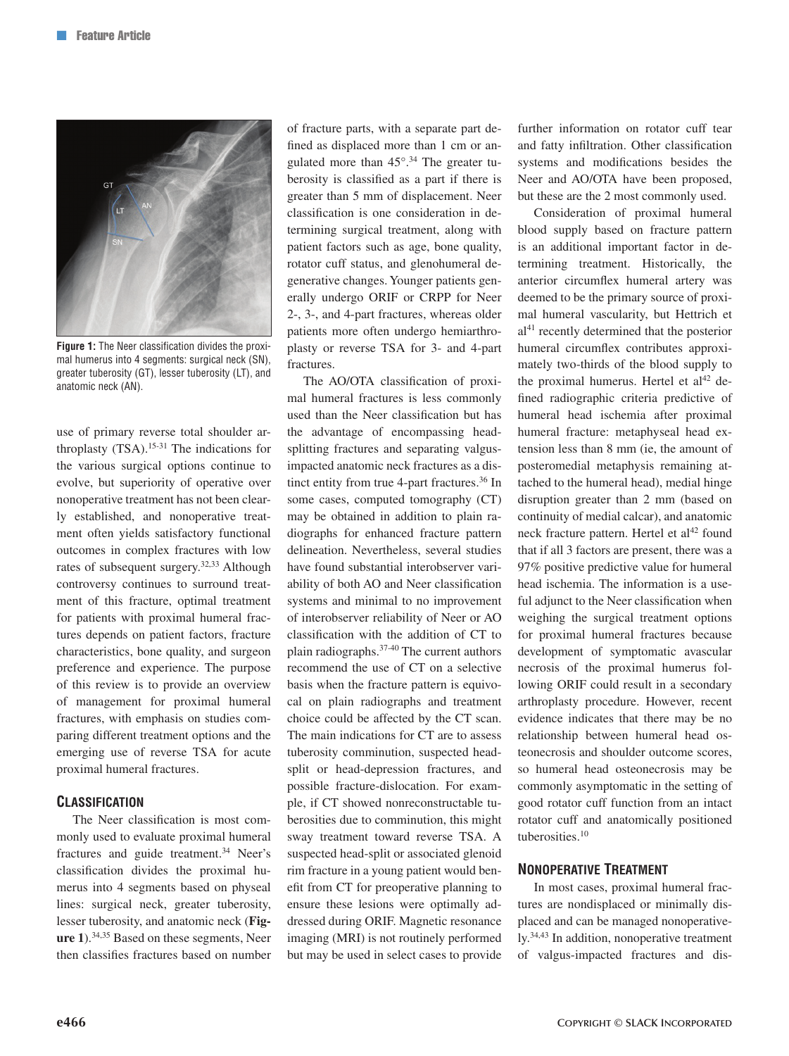Figure 1: The Neer classification divides the proximal humerus into 4 segments: surgical neck (SN), greater tuberosity (GT), lesser tuberosity (LT), and anatomic neck (AN).

use of primary reverse total shoulder arthroplasty (TSA).[15-31] The indications for the various surgical options continue to evolve, but superiority of operative over nonoperative treatment has not been clearly established, and nonoperative treatment often yields satisfactory functional outcomes in complex fractures with low rates of subsequent surgery.[32,33] Although controversy continues to surround treatment of this fracture, optimal treatment for patients with proximal humeral fractures depends on patient factors, fracture characteristics, bone quality, and surgeon preference and experience. The purpose of this review is to provide an overview of management for proximal humeral fractures, with emphasis on studies comparing different treatment options and the emerging use of reverse TSA for acute proximal humeral fractures.

## Classification

The Neer classification is most commonly used to evaluate proximal humeral fractures and guide treatment.[34] Neer's classification divides the proximal humerus into 4 segments based on physeal lines: surgical neck, greater tuberosity, lesser tuberosity, and anatomic neck (**Figure 1**).[34,35] Based on these segments, Neer then classifies fractures based on number of fracture parts, with a separate part defined as displaced more than 1 cm or angulated more than 45°.[34] The greater tuberosity is classified as a part if there is greater than 5 mm of displacement. Neer classification is one consideration in determining surgical treatment, along with patient factors such as age, bone quality, rotator cuff status, and glenohumeral degenerative changes. Younger patients generally undergo ORIF or CRPP for Neer 2-, 3-, and 4-part fractures, whereas older patients more often undergo hemiarthroplasty or reverse TSA for 3- and 4-part fractures.

The AO/OTA classification of proximal humeral fractures is less commonly used than the Neer classification but has the advantage of encompassing head-splitting fractures and separating valgus-impacted anatomic neck fractures as a distinct entity from true 4-part fractures.[36] In some cases, computed tomography (CT) may be obtained in addition to plain radiographs for enhanced fracture pattern delineation. Nevertheless, several studies have found substantial interobserver variability of both AO and Neer classification systems and minimal to no improvement of interobserver reliability of Neer or AO classification with the addition of CT to plain radiographs.[37-40] The current authors recommend the use of CT on a selective basis when the fracture pattern is equivocal on plain radiographs and treatment choice could be affected by the CT scan. The main indications for CT are to assess tuberosity comminution, suspected head-split or head-depression fractures, and possible fracture-dislocation. For example, if CT showed nonreconstructable tuberosities due to comminution, this might sway treatment toward reverse TSA. A suspected head-split or associated glenoid rim fracture in a young patient would benefit from CT for preoperative planning to ensure these lesions were optimally addressed during ORIF. Magnetic resonance imaging (MRI) is not routinely performed but may be used in select cases to provide further information on rotator cuff tear and fatty infiltration. Other classification systems and modifications besides the Neer and AO/OTA have been proposed, but these are the 2 most commonly used.

Consideration of proximal humeral blood supply based on fracture pattern is an additional important factor in determining treatment. Historically, the anterior circumflex humeral artery was deemed to be the primary source of proximal humeral vascularity, but Hettrich et al[41] recently determined that the posterior humeral circumflex contributes approximately two-thirds of the blood supply to the proximal humerus. Hertel et al[42] defined radiographic criteria predictive of humeral head ischemia after proximal humeral fracture: metaphyseal head extension less than 8 mm (ie, the amount of posteromedial metaphysis remaining attached to the humeral head), medial hinge disruption greater than 2 mm (based on continuity of medial calcar), and anatomic neck fracture pattern. Hertel et al[42] found that if all 3 factors are present, there was a 97% positive predictive value for humeral head ischemia. The information is a useful adjunct to the Neer classification when weighing the surgical treatment options for proximal humeral fractures because development of symptomatic avascular necrosis of the proximal humerus following ORIF could result in a secondary arthroplasty procedure. However, recent evidence indicates that there may be no relationship between humeral head osteonecrosis and shoulder outcome scores, so humeral head osteonecrosis may be commonly asymptomatic in the setting of good rotator cuff function from an intact rotator cuff and anatomically positioned tuberosities.[10]

## Nonoperative Treatment

In most cases, proximal humeral fractures are nondisplaced or minimally displaced and can be managed nonoperatively.[34,43] In addition, nonoperative treatment of valgus-impacted fractures and dis-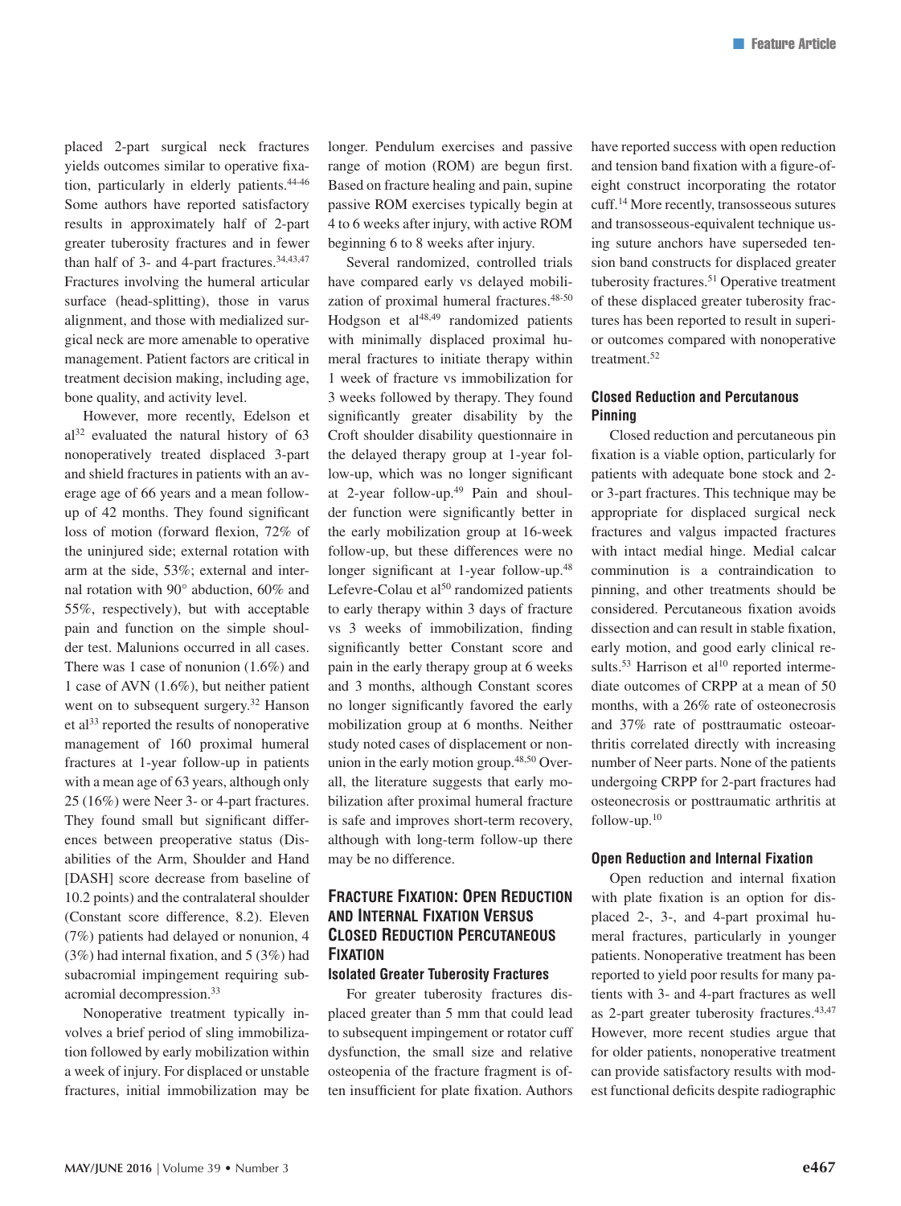placed 2-part surgical neck fractures yields outcomes similar to operative fixation, particularly in elderly patients.[44-46] Some authors have reported satisfactory results in approximately half of 2-part greater tuberosity fractures and in fewer than half of 3- and 4-part fractures.[34,43,47] Fractures involving the humeral articular surface (head-splitting), those in varus alignment, and those with medialized surgical neck are more amenable to operative management. Patient factors are critical in treatment decision making, including age, bone quality, and activity level.

However, more recently, Edelson et al[32] evaluated the natural history of 63 nonoperatively treated displaced 3-part and shield fractures in patients with an average age of 66 years and a mean follow-up of 42 months. They found significant loss of motion (forward flexion, 72% of the uninjured side; external rotation with arm at the side, 53%; external and internal rotation with 90° abduction, 60% and 55%, respectively), but with acceptable pain and function on the simple shoulder test. Malunions occurred in all cases. There was 1 case of nonunion (1.6%) and 1 case of AVN (1.6%), but neither patient went on to subsequent surgery.[32] Hanson et al[33] reported the results of nonoperative management of 160 proximal humeral fractures at 1-year follow-up in patients with a mean age of 63 years, although only 25 (16%) were Neer 3- or 4-part fractures. They found small but significant differences between preoperative status (Disabilities of the Arm, Shoulder and Hand [DASH] score decrease from baseline of 10.2 points) and the contralateral shoulder (Constant score difference, 8.2). Eleven (7%) patients had delayed or nonunion, 4 (3%) had internal fixation, and 5 (3%) had subacromial impingement requiring subacromial decompression.[33]

Nonoperative treatment typically involves a brief period of sling immobilization followed by early mobilization within a week of injury. For displaced or unstable fractures, initial immobilization may be longer. Pendulum exercises and passive range of motion (ROM) are begun first. Based on fracture healing and pain, supine passive ROM exercises typically begin at 4 to 6 weeks after injury, with active ROM beginning 6 to 8 weeks after injury.

Several randomized, controlled trials have compared early vs delayed mobilization of proximal humeral fractures.[48-50] Hodgson et al[48,49] randomized patients with minimally displaced proximal humeral fractures to initiate therapy within 1 week of fracture vs immobilization for 3 weeks followed by therapy. They found significantly greater disability by the Croft shoulder disability questionnaire in the delayed therapy group at 1-year follow-up, which was no longer significant at 2-year follow-up.[49] Pain and shoulder function were significantly better in the early mobilization group at 16-week follow-up, but these differences were no longer significant at 1-year follow-up.[48] Lefevre-Colau et al[50] randomized patients to early therapy within 3 days of fracture vs 3 weeks of immobilization, finding significantly better Constant score and pain in the early therapy group at 6 weeks and 3 months, although Constant scores no longer significantly favored the early mobilization group at 6 months. Neither study noted cases of displacement or nonunion in the early motion group.[48,50] Overall, the literature suggests that early mobilization after proximal humeral fracture is safe and improves short-term recovery, although with long-term follow-up there may be no difference.

## Fracture Fixation: Open Reduction and Internal Fixation Versus Closed Reduction Percutaneous Fixation

### Isolated Greater Tuberosity Fractures

For greater tuberosity fractures displaced greater than 5 mm that could lead to subsequent impingement or rotator cuff dysfunction, the small size and relative osteopenia of the fracture fragment is often insufficient for plate fixation. Authors have reported success with open reduction and tension band fixation with a figure-of-eight construct incorporating the rotator cuff.[14] More recently, transosseous sutures and transosseous-equivalent technique using suture anchors have superseded tension band constructs for displaced greater tuberosity fractures.[51] Operative treatment of these displaced greater tuberosity fractures has been reported to result in superior outcomes compared with nonoperative treatment.[52]

### Closed Reduction and Percutanous Pinning

Closed reduction and percutaneous pin fixation is a viable option, particularly for patients with adequate bone stock and 2- or 3-part fractures. This technique may be appropriate for displaced surgical neck fractures and valgus impacted fractures with intact medial hinge. Medial calcar comminution is a contraindication to pinning, and other treatments should be considered. Percutaneous fixation avoids dissection and can result in stable fixation, early motion, and good early clinical results.[53] Harrison et al[10] reported intermediate outcomes of CRPP at a mean of 50 months, with a 26% rate of osteonecrosis and 37% rate of posttraumatic osteoarthritis correlated directly with increasing number of Neer parts. None of the patients undergoing CRPP for 2-part fractures had osteonecrosis or posttraumatic arthritis at follow-up.[10]

### Open Reduction and Internal Fixation

Open reduction and internal fixation with plate fixation is an option for displaced 2-, 3-, and 4-part proximal humeral fractures, particularly in younger patients. Nonoperative treatment has been reported to yield poor results for many patients with 3- and 4-part fractures as well as 2-part greater tuberosity fractures.[43,47] However, more recent studies argue that for older patients, nonoperative treatment can provide satisfactory results with modest functional deficits despite radiographic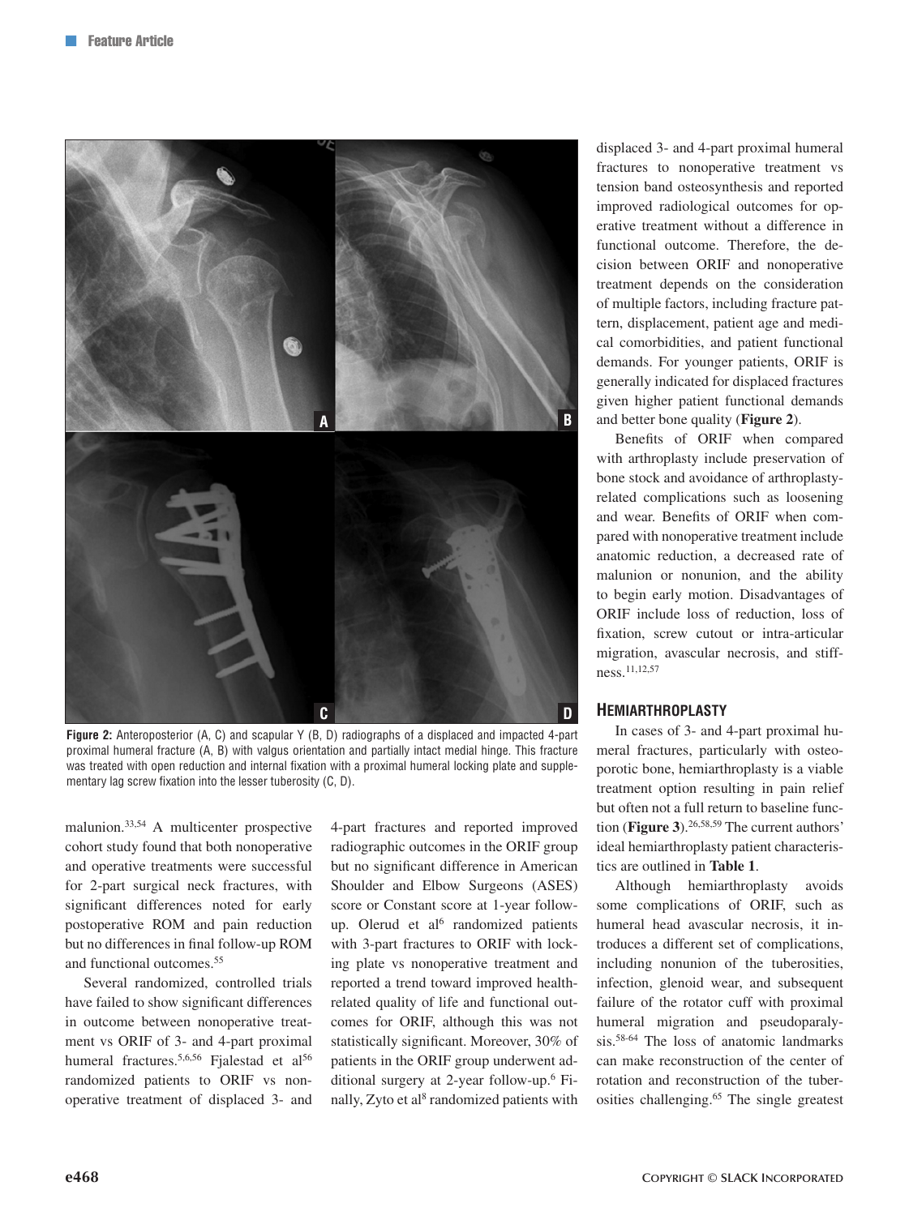**Figure 2:** Anteroposterior (A, C) and scapular Y (B, D) radiographs of a displaced and impacted 4-part proximal humeral fracture (A, B) with valgus orientation and partially intact medial hinge. This fracture was treated with open reduction and internal fixation with a proximal humeral locking plate and supplementary lag screw fixation into the lesser tuberosity (C, D).

malunion.[33,54] A multicenter prospective cohort study found that both nonoperative and operative treatments were successful for 2-part surgical neck fractures, with significant differences noted for early postoperative ROM and pain reduction but no differences in final follow-up ROM and functional outcomes.[55]

Several randomized, controlled trials have failed to show significant differences in outcome between nonoperative treatment vs ORIF of 3- and 4-part proximal humeral fractures.[5,6,56] Fjalestad et al[56] randomized patients to ORIF vs nonoperative treatment of displaced 3- and 4-part fractures and reported improved radiographic outcomes in the ORIF group but no significant difference in American Shoulder and Elbow Surgeons (ASES) score or Constant score at 1-year follow-up. Olerud et al[6] randomized patients with 3-part fractures to ORIF with locking plate vs nonoperative treatment and reported a trend toward improved health-related quality of life and functional outcomes for ORIF, although this was not statistically significant. Moreover, 30% of patients in the ORIF group underwent additional surgery at 2-year follow-up.[6] Finally, Zyto et al[8] randomized patients with displaced 3- and 4-part proximal humeral fractures to nonoperative treatment vs tension band osteosynthesis and reported improved radiological outcomes for operative treatment without a difference in functional outcome. Therefore, the decision between ORIF and nonoperative treatment depends on the consideration of multiple factors, including fracture pattern, displacement, patient age and medical comorbidities, and patient functional demands. For younger patients, ORIF is generally indicated for displaced fractures given higher patient functional demands and better bone quality (**Figure 2**).

Benefits of ORIF when compared with arthroplasty include preservation of bone stock and avoidance of arthroplasty-related complications such as loosening and wear. Benefits of ORIF when compared with nonoperative treatment include anatomic reduction, a decreased rate of malunion or nonunion, and the ability to begin early motion. Disadvantages of ORIF include loss of reduction, loss of fixation, screw cutout or intra-articular migration, avascular necrosis, and stiffness.[11,12,57]

## Hemiarthroplasty

In cases of 3- and 4-part proximal humeral fractures, particularly with osteoporotic bone, hemiarthroplasty is a viable treatment option resulting in pain relief but often not a full return to baseline function (**Figure 3**).[26,58,59] The current authors' ideal hemiarthroplasty patient characteristics are outlined in **Table 1**.

Although hemiarthroplasty avoids some complications of ORIF, such as humeral head avascular necrosis, it introduces a different set of complications, including nonunion of the tuberosities, infection, glenoid wear, and subsequent failure of the rotator cuff with proximal humeral migration and pseudoparalysis.[58-64] The loss of anatomic landmarks can make reconstruction of the center of rotation and reconstruction of the tuberosities challenging.[65] The single greatest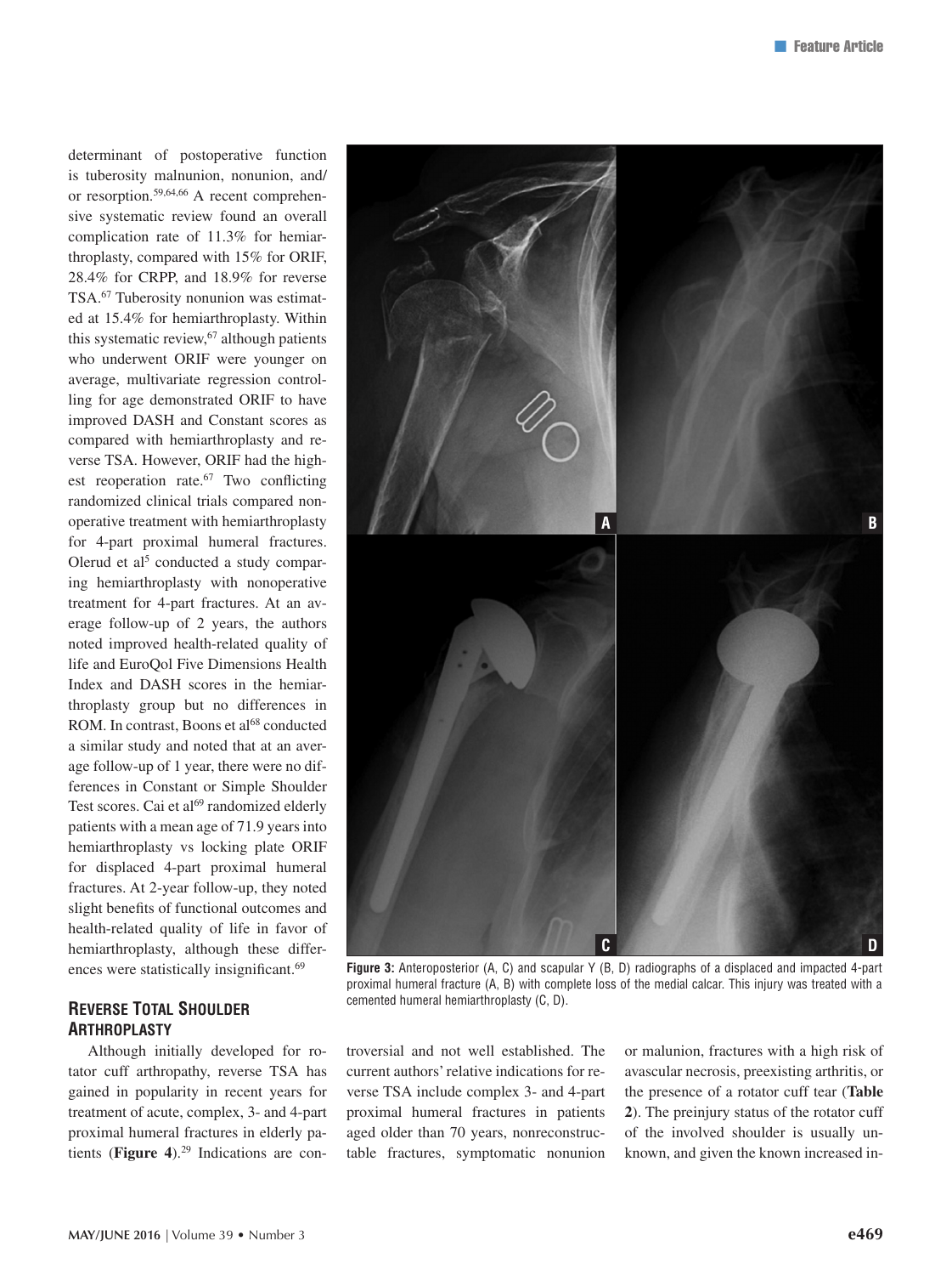determinant of postoperative function is tuberosity malunion, nonunion, and/or resorption.[59,64,66] A recent comprehensive systematic review found an overall complication rate of 11.3% for hemiarthroplasty, compared with 15% for ORIF, 28.4% for CRPP, and 18.9% for reverse TSA.[67] Tuberosity nonunion was estimated at 15.4% for hemiarthroplasty. Within this systematic review,[67] although patients who underwent ORIF were younger on average, multivariate regression controlling for age demonstrated ORIF to have improved DASH and Constant scores as compared with hemiarthroplasty and reverse TSA. However, ORIF had the highest reoperation rate.[67] Two conflicting randomized clinical trials compared nonoperative treatment with hemiarthroplasty for 4-part proximal humeral fractures. Olerud et al[5] conducted a study comparing hemiarthroplasty with nonoperative treatment for 4-part fractures. At an average follow-up of 2 years, the authors noted improved health-related quality of life and EuroQol Five Dimensions Health Index and DASH scores in the hemiarthroplasty group but no differences in ROM. In contrast, Boons et al[68] conducted a similar study and noted that at an average follow-up of 1 year, there were no differences in Constant or Simple Shoulder Test scores. Cai et al[69] randomized elderly patients with a mean age of 71.9 years into hemiarthroplasty vs locking plate ORIF for displaced 4-part proximal humeral fractures. At 2-year follow-up, they noted slight benefits of functional outcomes and health-related quality of life in favor of hemiarthroplasty, although these differences were statistically insignificant.[69]

**Figure 3:** Anteroposterior (A, C) and scapular Y (B, D) radiographs of a displaced and impacted 4-part proximal humeral fracture (A, B) with complete loss of the medial calcar. This injury was treated with a cemented humeral hemiarthroplasty (C, D).

## Reverse Total Shoulder Arthroplasty

Although initially developed for rotator cuff arthropathy, reverse TSA has gained in popularity in recent years for treatment of acute, complex, 3- and 4-part proximal humeral fractures in elderly patients (**Figure 4**).[29] Indications are controversial and not well established. The current authors' relative indications for reverse TSA include complex 3- and 4-part proximal humeral fractures in patients aged older than 70 years, nonreconstructable fractures, symptomatic nonunion or malunion, fractures with a high risk of avascular necrosis, preexisting arthritis, or the presence of a rotator cuff tear (**Table 2**). The preinjury status of the rotator cuff of the involved shoulder is usually unknown, and given the known increased in-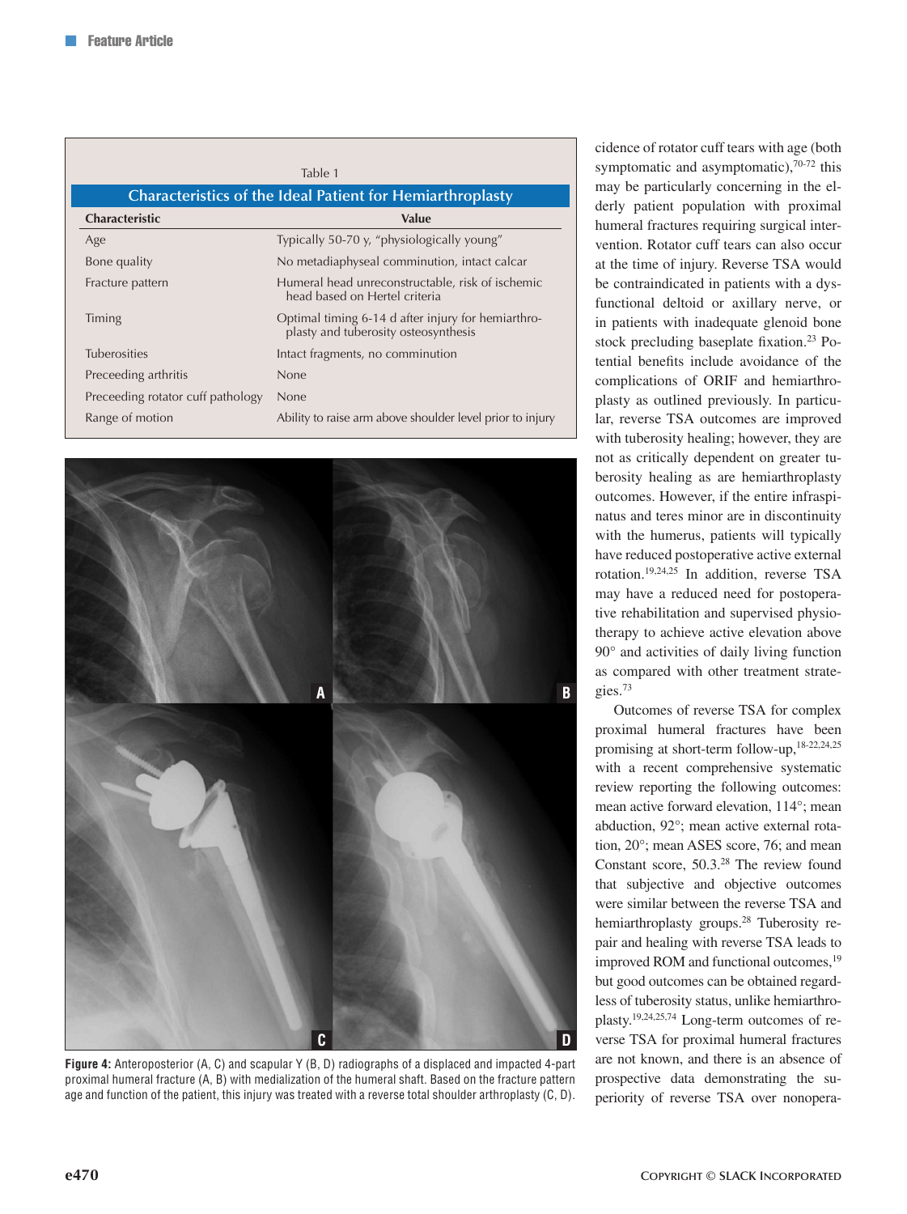Table 1

**Characteristics of the Ideal Patient for Hemiarthroplasty**

| Characteristic | Value |
|---|---|
| Age | Typically 50-70 y, "physiologically young" |
| Bone quality | No metadiaphyseal comminution, intact calcar |
| Fracture pattern | Humeral head unreconstructable, risk of ischemic head based on Hertel criteria |
| Timing | Optimal timing 6-14 d after injury for hemiarthroplasty and tuberosity osteosynthesis |
| Tuberosities | Intact fragments, no comminution |
| Preceeding arthritis | None |
| Preceeding rotator cuff pathology | None |
| Range of motion | Ability to raise arm above shoulder level prior to injury |

**Figure 4:** Anteroposterior (A, C) and scapular Y (B, D) radiographs of a displaced and impacted 4-part proximal humeral fracture (A, B) with medialization of the humeral shaft. Based on the fracture pattern age and function of the patient, this injury was treated with a reverse total shoulder arthroplasty (C, D).

cidence of rotator cuff tears with age (both symptomatic and asymptomatic),[70-72] this may be particularly concerning in the elderly patient population with proximal humeral fractures requiring surgical intervention. Rotator cuff tears can also occur at the time of injury. Reverse TSA would be contraindicated in patients with a dysfunctional deltoid or axillary nerve, or in patients with inadequate glenoid bone stock precluding baseplate fixation.[23] Potential benefits include avoidance of the complications of ORIF and hemiarthroplasty as outlined previously. In particular, reverse TSA outcomes are improved with tuberosity healing; however, they are not as critically dependent on greater tuberosity healing as are hemiarthroplasty outcomes. However, if the entire infraspinatus and teres minor are in discontinuity with the humerus, patients will typically have reduced postoperative active external rotation.[19,24,25] In addition, reverse TSA may have a reduced need for postoperative rehabilitation and supervised physiotherapy to achieve active elevation above 90° and activities of daily living function as compared with other treatment strategies.[73]

Outcomes of reverse TSA for complex proximal humeral fractures have been promising at short-term follow-up,[18-22,24,25] with a recent comprehensive systematic review reporting the following outcomes: mean active forward elevation, 114°; mean abduction, 92°; mean active external rotation, 20°; mean ASES score, 76; and mean Constant score, 50.3.[28] The review found that subjective and objective outcomes were similar between the reverse TSA and hemiarthroplasty groups.[28] Tuberosity repair and healing with reverse TSA leads to improved ROM and functional outcomes,[19] but good outcomes can be obtained regardless of tuberosity status, unlike hemiarthroplasty.[19,24,25,74] Long-term outcomes of reverse TSA for proximal humeral fractures are not known, and there is an absence of prospective data demonstrating the superiority of reverse TSA over nonopera-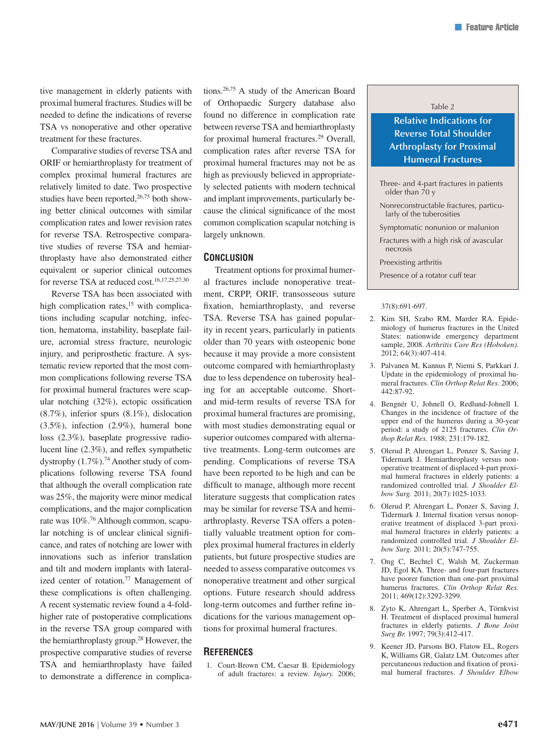tive management in elderly patients with proximal humeral fractures. Studies will be needed to define the indications of reverse TSA vs nonoperative and other operative treatment for these fractures.

Comparative studies of reverse TSA and ORIF or hemiarthroplasty for treatment of complex proximal humeral fractures are relatively limited to date. Two prospective studies have been reported,[26,75] both showing better clinical outcomes with similar complication rates and lower revision rates for reverse TSA. Retrospective comparative studies of reverse TSA and hemiarthroplasty have also demonstrated either equivalent or superior clinical outcomes for reverse TSA at reduced cost.[16,17,25,27,30]

Reverse TSA has been associated with high complication rates,[15] with complications including scapular notching, infection, hematoma, instability, baseplate failure, acromial stress fracture, neurologic injury, and periprosthetic fracture. A systematic review reported that the most common complications following reverse TSA for proximal humeral fractures were scapular notching (32%), ectopic ossification (8.7%), inferior spurs (8.1%), dislocation (3.5%), infection (2.9%), humeral bone loss (2.3%), baseplate progressive radiolucent line (2.3%), and reflex sympathetic dystrophy (1.7%).[74] Another study of complications following reverse TSA found that although the overall complication rate was 25%, the majority were minor medical complications, and the major complication rate was 10%.[76] Although common, scapular notching is of unclear clinical significance, and rates of notching are lower with innovations such as inferior translation and tilt and modern implants with lateralized center of rotation.[77] Management of these complications is often challenging. A recent systematic review found a 4-fold-higher rate of postoperative complications in the reverse TSA group compared with the hemiarthroplasty group.[28] However, the prospective comparative studies of reverse TSA and hemiarthroplasty have failed to demonstrate a difference in complications.[26,75] A study of the American Board of Orthopaedic Surgery database also found no difference in complication rate between reverse TSA and hemiarthroplasty for proximal humeral fractures.[29] Overall, complication rates after reverse TSA for proximal humeral fractures may not be as high as previously believed in appropriately selected patients with modern technical and implant improvements, particularly because the clinical significance of the most common complication scapular notching is largely unknown.

## Conclusion

Treatment options for proximal humeral fractures include nonoperative treatment, CRPP, ORIF, transosseous suture fixation, hemiarthroplasty, and reverse TSA. Reverse TSA has gained popularity in recent years, particularly in patients older than 70 years with osteopenic bone because it may provide a more consistent outcome compared with hemiarthroplasty due to less dependence on tuberosity healing for an acceptable outcome. Short- and mid-term results of reverse TSA for proximal humeral fractures are promising, with most studies demonstrating equal or superior outcomes compared with alternative treatments. Long-term outcomes are pending. Complications of reverse TSA have been reported to be high and can be difficult to manage, although more recent literature suggests that complication rates may be similar for reverse TSA and hemiarthroplasty. Reverse TSA offers a potentially valuable treatment option for complex proximal humeral fractures in elderly patients, but future prospective studies are needed to assess comparative outcomes vs nonoperative treatment and other surgical options. Future research should address long-term outcomes and further refine indications for the various management options for proximal humeral fractures.

**Table 2**

**Relative Indications for Reverse Total Shoulder Arthroplasty for Proximal Humeral Fractures**

- Three- and 4-part fractures in patients older than 70 y
- Nonreconstructable fractures, particularly of the tuberosities
- Symptomatic nonunion or malunion
- Fractures with a high risk of avascular necrosis
- Preexisting arthritis
- Presence of a rotator cuff tear

## References

1. Court-Brown CM, Caesar B. Epidemiology of adult fractures: a review. *Injury.* 2006; 37(8):691-697.
2. Kim SH, Szabo RM, Marder RA. Epidemiology of humerus fractures in the United States: nationwide emergency department sample, 2008. *Arthritis Care Res (Hoboken).* 2012; 64(3):407-414.
3. Palvanen M, Kannus P, Niemi S, Parkkari J. Update in the epidemiology of proximal humeral fractures. *Clin Orthop Relat Res.* 2006; 442:87-92.
4. Bengnér U, Johnell O, Redlund-Johnell I. Changes in the incidence of fracture of the upper end of the humerus during a 30-year period: a study of 2125 fractures. *Clin Orthop Relat Res.* 1988; 231:179-182.
5. Olerud P, Ahrengart L, Ponzer S, Saving J, Tidermark J. Hemiarthroplasty versus nonoperative treatment of displaced 4-part proximal humeral fractures in elderly patients: a randomized controlled trial. *J Shoulder Elbow Surg.* 2011; 20(7):1025-1033.
6. Olerud P, Ahrengart L, Ponzer S, Saving J, Tidermark J. Internal fixation versus nonoperative treatment of displaced 3-part proximal humeral fractures in elderly patients: a randomized controlled trial. *J Shoulder Elbow Surg.* 2011; 20(5):747-755.
7. Ong C, Bechtel C, Walsh M, Zuckerman JD, Egol KA. Three- and four-part fractures have poorer function than one-part proximal humerus fractures. *Clin Orthop Relat Res.* 2011; 469(12):3292-3299.
8. Zyto K, Ahrengart L, Sperber A, Törnkvist H. Treatment of displaced proximal humeral fractures in elderly patients. *J Bone Joint Surg Br.* 1997; 79(3):412-417.
9. Keener JD, Parsons BO, Flatow EL, Rogers K, Williams GR, Galatz LM. Outcomes after percutaneous reduction and fixation of proximal humeral fractures. *J Shoulder Elbow*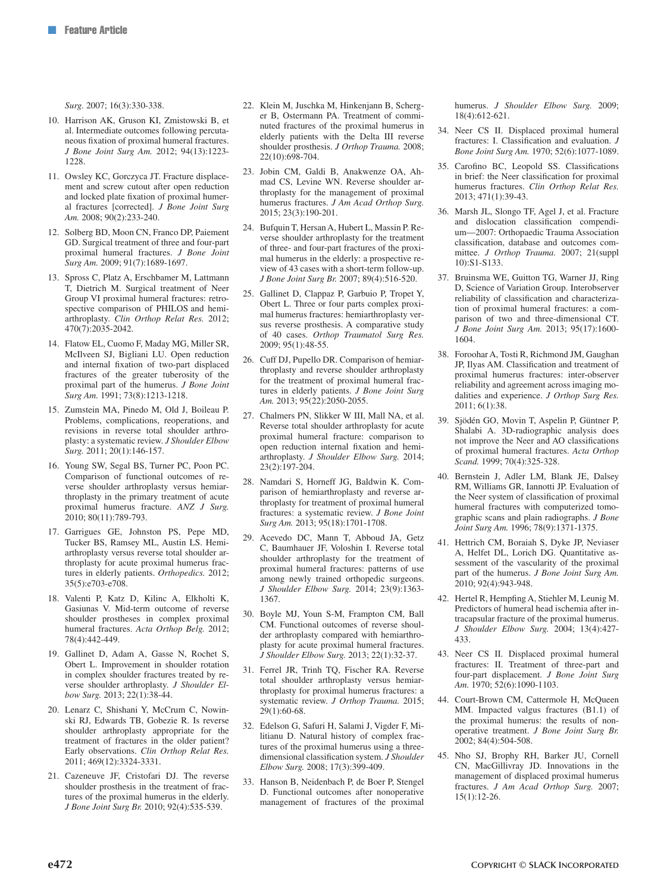*Surg.* 2007; 16(3):330-338.

10. Harrison AK, Gruson KI, Zmistowski B, et al. Intermediate outcomes following percutaneous fixation of proximal humeral fractures. *J Bone Joint Surg Am.* 2012; 94(13):1223-1228.
11. Owsley KC, Gorczyca JT. Fracture displacement and screw cutout after open reduction and locked plate fixation of proximal humeral fractures [corrected]. *J Bone Joint Surg Am.* 2008; 90(2):233-240.
12. Solberg BD, Moon CN, Franco DP, Paiement GD. Surgical treatment of three and four-part proximal humeral fractures. *J Bone Joint Surg Am.* 2009; 91(7):1689-1697.
13. Spross C, Platz A, Erschbamer M, Lattmann T, Dietrich M. Surgical treatment of Neer Group VI proximal humeral fractures: retrospective comparison of PHILOS and hemiarthroplasty. *Clin Orthop Relat Res.* 2012; 470(7):2035-2042.
14. Flatow EL, Cuomo F, Maday MG, Miller SR, McIlveen SJ, Bigliani LU. Open reduction and internal fixation of two-part displaced fractures of the greater tuberosity of the proximal part of the humerus. *J Bone Joint Surg Am.* 1991; 73(8):1213-1218.
15. Zumstein MA, Pinedo M, Old J, Boileau P. Problems, complications, reoperations, and revisions in reverse total shoulder arthroplasty: a systematic review. *J Shoulder Elbow Surg.* 2011; 20(1):146-157.
16. Young SW, Segal BS, Turner PC, Poon PC. Comparison of functional outcomes of reverse shoulder arthroplasty versus hemiarthroplasty in the primary treatment of acute proximal humerus fracture. *ANZ J Surg.* 2010; 80(11):789-793.
17. Garrigues GE, Johnston PS, Pepe MD, Tucker BS, Ramsey ML, Austin LS. Hemiarthroplasty versus reverse total shoulder arthroplasty for acute proximal humerus fractures in elderly patients. *Orthopedics.* 2012; 35(5):e703-e708.
18. Valenti P, Katz D, Kilinc A, Elkholti K, Gasiunas V. Mid-term outcome of reverse shoulder prostheses in complex proximal humeral fractures. *Acta Orthop Belg.* 2012; 78(4):442-449.
19. Gallinet D, Adam A, Gasse N, Rochet S, Obert L. Improvement in shoulder rotation in complex shoulder fractures treated by reverse shoulder arthroplasty. *J Shoulder Elbow Surg.* 2013; 22(1):38-44.
20. Lenarz C, Shishani Y, McCrum C, Nowinski RJ, Edwards TB, Gobezie R. Is reverse shoulder arthroplasty appropriate for the treatment of fractures in the older patient? Early observations. *Clin Orthop Relat Res.* 2011; 469(12):3324-3331.
21. Cazeneuve JF, Cristofari DJ. The reverse shoulder prosthesis in the treatment of fractures of the proximal humerus in the elderly. *J Bone Joint Surg Br.* 2010; 92(4):535-539.
22. Klein M, Juschka M, Hinkenjann B, Scherger B, Ostermann PA. Treatment of comminuted fractures of the proximal humerus in elderly patients with the Delta III reverse shoulder prosthesis. *J Orthop Trauma.* 2008; 22(10):698-704.
23. Jobin CM, Galdi B, Anakwenze OA, Ahmad CS, Levine WN. Reverse shoulder arthroplasty for the management of proximal humerus fractures. *J Am Acad Orthop Surg.* 2015; 23(3):190-201.
24. Bufquin T, Hersan A, Hubert L, Massin P. Reverse shoulder arthroplasty for the treatment of three- and four-part fractures of the proximal humerus in the elderly: a prospective review of 43 cases with a short-term follow-up. *J Bone Joint Surg Br.* 2007; 89(4):516-520.
25. Gallinet D, Clappaz P, Garbuio P, Tropet Y, Obert L. Three or four parts complex proximal humerus fractures: hemiarthroplasty versus reverse prosthesis. A comparative study of 40 cases. *Orthop Traumatol Surg Res.* 2009; 95(1):48-55.
26. Cuff DJ, Pupello DR. Comparison of hemiarthroplasty and reverse shoulder arthroplasty for the treatment of proximal humeral fractures in elderly patients. *J Bone Joint Surg Am.* 2013; 95(22):2050-2055.
27. Chalmers PN, Slikker W III, Mall NA, et al. Reverse total shoulder arthroplasty for acute proximal humeral fracture: comparison to open reduction internal fixation and hemiarthroplasty. *J Shoulder Elbow Surg.* 2014; 23(2):197-204.
28. Namdari S, Horneff JG, Baldwin K. Comparison of hemiarthroplasty and reverse arthroplasty for treatment of proximal humeral fractures: a systematic review. *J Bone Joint Surg Am.* 2013; 95(18):1701-1708.
29. Acevedo DC, Mann T, Abboud JA, Getz C, Baumhauer JF, Voloshin I. Reverse total shoulder arthroplasty for the treatment of proximal humeral fractures: patterns of use among newly trained orthopedic surgeons. *J Shoulder Elbow Surg.* 2014; 23(9):1363-1367.
30. Boyle MJ, Youn S-M, Frampton CM, Ball CM. Functional outcomes of reverse shoulder arthroplasty compared with hemiarthroplasty for acute proximal humeral fractures. *J Shoulder Elbow Surg.* 2013; 22(1):32-37.
31. Ferrel JR, Trinh TQ, Fischer RA. Reverse total shoulder arthroplasty versus hemiarthroplasty for proximal humerus fractures: a systematic review. *J Orthop Trauma.* 2015; 29(1):60-68.
32. Edelson G, Safuri H, Salami J, Vigder F, Militianu D. Natural history of complex fractures of the proximal humerus using a three-dimensional classification system. *J Shoulder Elbow Surg.* 2008; 17(3):399-409.
33. Hanson B, Neidenbach P, de Boer P, Stengel D. Functional outcomes after nonoperative management of fractures of the proximal humerus. *J Shoulder Elbow Surg.* 2009; 18(4):612-621.
34. Neer CS II. Displaced proximal humeral fractures: I. Classification and evaluation. *J Bone Joint Surg Am.* 1970; 52(6):1077-1089.
35. Carofino BC, Leopold SS. Classifications in brief: the Neer classification for proximal humerus fractures. *Clin Orthop Relat Res.* 2013; 471(1):39-43.
36. Marsh JL, Slongo TF, Agel J, et al. Fracture and dislocation classification compendium—2007: Orthopaedic Trauma Association classification, database and outcomes committee. *J Orthop Trauma.* 2007; 21(suppl 10):S1-S133.
37. Bruinsma WE, Guitton TG, Warner JJ, Ring D, Science of Variation Group. Interobserver reliability of classification and characterization of proximal humeral fractures: a comparison of two and three-dimensional CT. *J Bone Joint Surg Am.* 2013; 95(17):1600-1604.
38. Foroohar A, Tosti R, Richmond JM, Gaughan JP, Ilyas AM. Classification and treatment of proximal humerus fractures: inter-observer reliability and agreement across imaging modalities and experience. *J Orthop Surg Res.* 2011; 6(1):38.
39. Sjödén GO, Movin T, Aspelin P, Güntner P, Shalabi A. 3D-radiographic analysis does not improve the Neer and AO classifications of proximal humeral fractures. *Acta Orthop Scand.* 1999; 70(4):325-328.
40. Bernstein J, Adler LM, Blank JE, Dalsey RM, Williams GR, Iannotti JP. Evaluation of the Neer system of classification of proximal humeral fractures with computerized tomographic scans and plain radiographs. *J Bone Joint Surg Am.* 1996; 78(9):1371-1375.
41. Hettrich CM, Boraiah S, Dyke JP, Neviaser A, Helfet DL, Lorich DG. Quantitative assessment of the vascularity of the proximal part of the humerus. *J Bone Joint Surg Am.* 2010; 92(4):943-948.
42. Hertel R, Hempfing A, Stiehler M, Leunig M. Predictors of humeral head ischemia after intracapsular fracture of the proximal humerus. *J Shoulder Elbow Surg.* 2004; 13(4):427-433.
43. Neer CS II. Displaced proximal humeral fractures: II. Treatment of three-part and four-part displacement. *J Bone Joint Surg Am.* 1970; 52(6):1090-1103.
44. Court-Brown CM, Cattermole H, McQueen MM. Impacted valgus fractures (B1.1) of the proximal humerus: the results of nonoperative treatment. *J Bone Joint Surg Br.* 2002; 84(4):504-508.
45. Nho SJ, Brophy RH, Barker JU, Cornell CN, MacGillivray JD. Innovations in the management of displaced proximal humerus fractures. *J Am Acad Orthop Surg.* 2007; 15(1):12-26.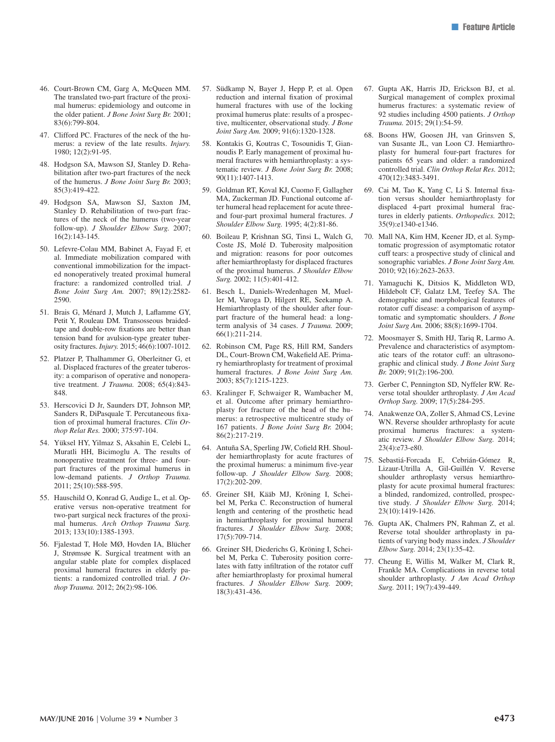46. Court-Brown CM, Garg A, McQueen MM. The translated two-part fracture of the proximal humerus: epidemiology and outcome in the older patient. *J Bone Joint Surg Br.* 2001; 83(6):799-804.
47. Clifford PC. Fractures of the neck of the humerus: a review of the late results. *Injury.* 1980; 12(2):91-95.
48. Hodgson SA, Mawson SJ, Stanley D. Rehabilitation after two-part fractures of the neck of the humerus. *J Bone Joint Surg Br.* 2003; 85(3):419-422.
49. Hodgson SA, Mawson SJ, Saxton JM, Stanley D. Rehabilitation of two-part fractures of the neck of the humerus (two-year follow-up). *J Shoulder Elbow Surg.* 2007; 16(2):143-145.
50. Lefevre-Colau MM, Babinet A, Fayad F, et al. Immediate mobilization compared with conventional immobilization for the impacted nonoperatively treated proximal humeral fracture: a randomized controlled trial. *J Bone Joint Surg Am.* 2007; 89(12):2582-2590.
51. Brais G, Ménard J, Mutch J, Laflamme GY, Petit Y, Rouleau DM. Transosseous braided-tape and double-row fixations are better than tension band for avulsion-type greater tuberosity fractures. *Injury.* 2015; 46(6):1007-1012.
52. Platzer P, Thalhammer G, Oberleitner G, et al. Displaced fractures of the greater tuberosity: a comparison of operative and nonoperative treatment. *J Trauma.* 2008; 65(4):843-848.
53. Herscovici D Jr, Saunders DT, Johnson MP, Sanders R, DiPasquale T. Percutaneous fixation of proximal humeral fractures. *Clin Orthop Relat Res.* 2000; 375:97-104.
54. Yüksel HY, Yilmaz S, Aksahin E, Celebi L, Muratli HH, Bicimoglu A. The results of nonoperative treatment for three- and four-part fractures of the proximal humerus in low-demand patients. *J Orthop Trauma.* 2011; 25(10):588-595.
55. Hauschild O, Konrad G, Audige L, et al. Operative versus non-operative treatment for two-part surgical neck fractures of the proximal humerus. *Arch Orthop Trauma Surg.* 2013; 133(10):1385-1393.
56. Fjalestad T, Hole MØ, Hovden IA, Blücher J, Strømsøe K. Surgical treatment with an angular stable plate for complex displaced proximal humeral fractures in elderly patients: a randomized controlled trial. *J Orthop Trauma.* 2012; 26(2):98-106.
57. Südkamp N, Bayer J, Hepp P, et al. Open reduction and internal fixation of proximal humeral fractures with use of the locking proximal humerus plate: results of a prospective, multicenter, observational study. *J Bone Joint Surg Am.* 2009; 91(6):1320-1328.
58. Kontakis G, Koutras C, Tosounidis T, Giannoudis P. Early management of proximal humeral fractures with hemiarthroplasty: a systematic review. *J Bone Joint Surg Br.* 2008; 90(11):1407-1413.
59. Goldman RT, Koval KJ, Cuomo F, Gallagher MA, Zuckerman JD. Functional outcome after humeral head replacement for acute three- and four-part proximal humeral fractures. *J Shoulder Elbow Surg.* 1995; 4(2):81-86.
60. Boileau P, Krishnan SG, Tinsi L, Walch G, Coste JS, Molé D. Tuberosity malposition and migration: reasons for poor outcomes after hemiarthroplasty for displaced fractures of the proximal humerus. *J Shoulder Elbow Surg.* 2002; 11(5):401-412.
61. Besch L, Daniels-Wredenhagen M, Mueller M, Varoga D, Hilgert RE, Seekamp A. Hemiarthroplasty of the shoulder after four-part fracture of the humeral head: a long-term analysis of 34 cases. *J Trauma.* 2009; 66(1):211-214.
62. Robinson CM, Page RS, Hill RM, Sanders DL, Court-Brown CM, Wakefield AE. Primary hemiarthroplasty for treatment of proximal humeral fractures. *J Bone Joint Surg Am.* 2003; 85(7):1215-1223.
63. Kralinger F, Schwaiger R, Wambacher M, et al. Outcome after primary hemiarthroplasty for fracture of the head of the humerus: a retrospective multicentre study of 167 patients. *J Bone Joint Surg Br.* 2004; 86(2):217-219.
64. Antuña SA, Sperling JW, Cofield RH. Shoulder hemiarthroplasty for acute fractures of the proximal humerus: a minimum five-year follow-up. *J Shoulder Elbow Surg.* 2008; 17(2):202-209.
65. Greiner SH, Kääb MJ, Kröning I, Scheibel M, Perka C. Reconstruction of humeral length and centering of the prosthetic head in hemiarthroplasty for proximal humeral fractures. *J Shoulder Elbow Surg.* 2008; 17(5):709-714.
66. Greiner SH, Diederichs G, Kröning I, Scheibel M, Perka C. Tuberosity position correlates with fatty infiltration of the rotator cuff after hemiarthroplasty for proximal humeral fractures. *J Shoulder Elbow Surg.* 2009; 18(3):431-436.
67. Gupta AK, Harris JD, Erickson BJ, et al. Surgical management of complex proximal humerus fractures: a systematic review of 92 studies including 4500 patients. *J Orthop Trauma.* 2015; 29(1):54-59.
68. Boons HW, Goosen JH, van Grinsven S, van Susante JL, van Loon CJ. Hemiarthroplasty for humeral four-part fractures for patients 65 years and older: a randomized controlled trial. *Clin Orthop Relat Res.* 2012; 470(12):3483-3491.
69. Cai M, Tao K, Yang C, Li S. Internal fixation versus shoulder hemiarthroplasty for displaced 4-part proximal humeral fractures in elderly patients. *Orthopedics.* 2012; 35(9):e1340-e1346.
70. Mall NA, Kim HM, Keener JD, et al. Symptomatic progression of asymptomatic rotator cuff tears: a prospective study of clinical and sonographic variables. *J Bone Joint Surg Am.* 2010; 92(16):2623-2633.
71. Yamaguchi K, Ditsios K, Middleton WD, Hildebolt CF, Galatz LM, Teefey SA. The demographic and morphological features of rotator cuff disease: a comparison of asymptomatic and symptomatic shoulders. *J Bone Joint Surg Am.* 2006; 88(8):1699-1704.
72. Moosmayer S, Smith HJ, Tariq R, Larmo A. Prevalence and characteristics of asymptomatic tears of the rotator cuff: an ultrasonographic and clinical study. *J Bone Joint Surg Br.* 2009; 91(2):196-200.
73. Gerber C, Pennington SD, Nyffeler RW. Reverse total shoulder arthroplasty. *J Am Acad Orthop Surg.* 2009; 17(5):284-295.
74. Anakwenze OA, Zoller S, Ahmad CS, Levine WN. Reverse shoulder arthroplasty for acute proximal humerus fractures: a systematic review. *J Shoulder Elbow Surg.* 2014; 23(4):e73-e80.
75. Sebastiá-Forcada E, Cebrián-Gómez R, Lizaur-Utrilla A, Gil-Guillén V. Reverse shoulder arthroplasty versus hemiarthroplasty for acute proximal humeral fractures: a blinded, randomized, controlled, prospective study. *J Shoulder Elbow Surg.* 2014; 23(10):1419-1426.
76. Gupta AK, Chalmers PN, Rahman Z, et al. Reverse total shoulder arthroplasty in patients of varying body mass index. *J Shoulder Elbow Surg.* 2014; 23(1):35-42.
77. Cheung E, Willis M, Walker M, Clark R, Frankle MA. Complications in reverse total shoulder arthroplasty. *J Am Acad Orthop Surg.* 2011; 19(7):439-449.